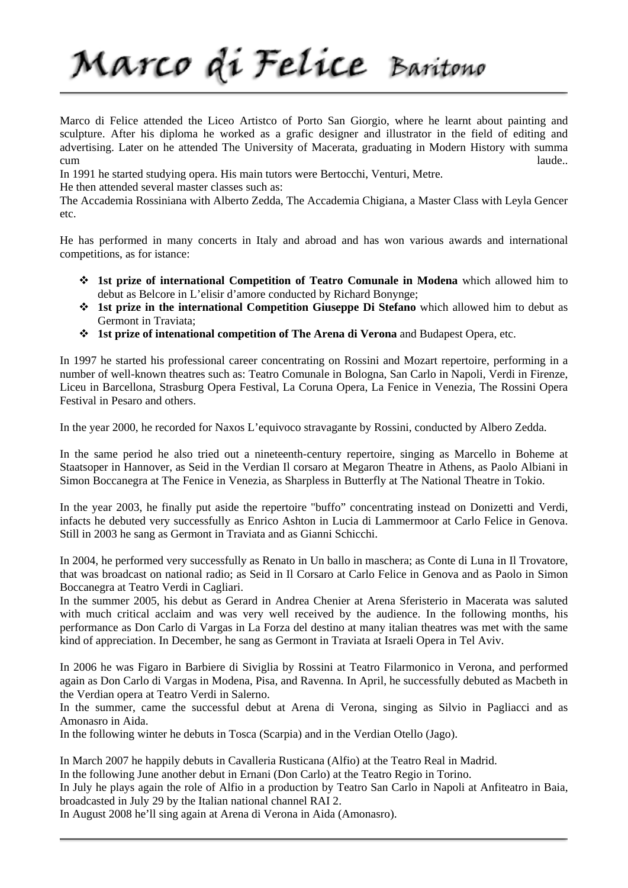# Marco di Felice Baritono

Marco di Felice attended the Liceo Artistco of Porto San Giorgio, where he learnt about painting and sculpture. After his diploma he worked as a grafic designer and illustrator in the field of editing and advertising. Later on he attended The University of Macerata, graduating in Modern History with summa cum laude..

In 1991 he started studying opera. His main tutors were Bertocchi, Venturi, Metre.

He then attended several master classes such as:

The Accademia Rossiniana with Alberto Zedda, The Accademia Chigiana, a Master Class with Leyla Gencer etc.

He has performed in many concerts in Italy and abroad and has won various awards and international competitions, as for istance:

- **1st prize of international Competition of Teatro Comunale in Modena** which allowed him to debut as Belcore in L'elisir d'amore conducted by Richard Bonynge;
- **1st prize in the international Competition Giuseppe Di Stefano** which allowed him to debut as Germont in Traviata;
- **1st prize of intenational competition of The Arena di Verona** and Budapest Opera, etc.

In 1997 he started his professional career concentrating on Rossini and Mozart repertoire, performing in a number of well-known theatres such as: Teatro Comunale in Bologna, San Carlo in Napoli, Verdi in Firenze, Liceu in Barcellona, Strasburg Opera Festival, La Coruna Opera, La Fenice in Venezia, The Rossini Opera Festival in Pesaro and others.

In the year 2000, he recorded for Naxos L'equivoco stravagante by Rossini, conducted by Albero Zedda.

In the same period he also tried out a nineteenth-century repertoire, singing as Marcello in Boheme at Staatsoper in Hannover, as Seid in the Verdian Il corsaro at Megaron Theatre in Athens, as Paolo Albiani in Simon Boccanegra at The Fenice in Venezia, as Sharpless in Butterfly at The National Theatre in Tokio.

In the year 2003, he finally put aside the repertoire "buffo" concentrating instead on Donizetti and Verdi, infacts he debuted very successfully as Enrico Ashton in Lucia di Lammermoor at Carlo Felice in Genova. Still in 2003 he sang as Germont in Traviata and as Gianni Schicchi.

In 2004, he performed very successfully as Renato in Un ballo in maschera; as Conte di Luna in Il Trovatore, that was broadcast on national radio; as Seid in Il Corsaro at Carlo Felice in Genova and as Paolo in Simon Boccanegra at Teatro Verdi in Cagliari.

In the summer 2005, his debut as Gerard in Andrea Chenier at Arena Sferisterio in Macerata was saluted with much critical acclaim and was very well received by the audience. In the following months, his performance as Don Carlo di Vargas in La Forza del destino at many italian theatres was met with the same kind of appreciation. In December, he sang as Germont in Traviata at Israeli Opera in Tel Aviv.

In 2006 he was Figaro in Barbiere di Siviglia by Rossini at Teatro Filarmonico in Verona, and performed again as Don Carlo di Vargas in Modena, Pisa, and Ravenna. In April, he successfully debuted as Macbeth in the Verdian opera at Teatro Verdi in Salerno.

In the summer, came the successful debut at Arena di Verona, singing as Silvio in Pagliacci and as Amonasro in Aida.

In the following winter he debuts in Tosca (Scarpia) and in the Verdian Otello (Jago).

In March 2007 he happily debuts in Cavalleria Rusticana (Alfio) at the Teatro Real in Madrid.

In the following June another debut in Ernani (Don Carlo) at the Teatro Regio in Torino.

In July he plays again the role of Alfio in a production by Teatro San Carlo in Napoli at Anfiteatro in Baia, broadcasted in July 29 by the Italian national channel RAI 2.

In August 2008 he'll sing again at Arena di Verona in Aida (Amonasro).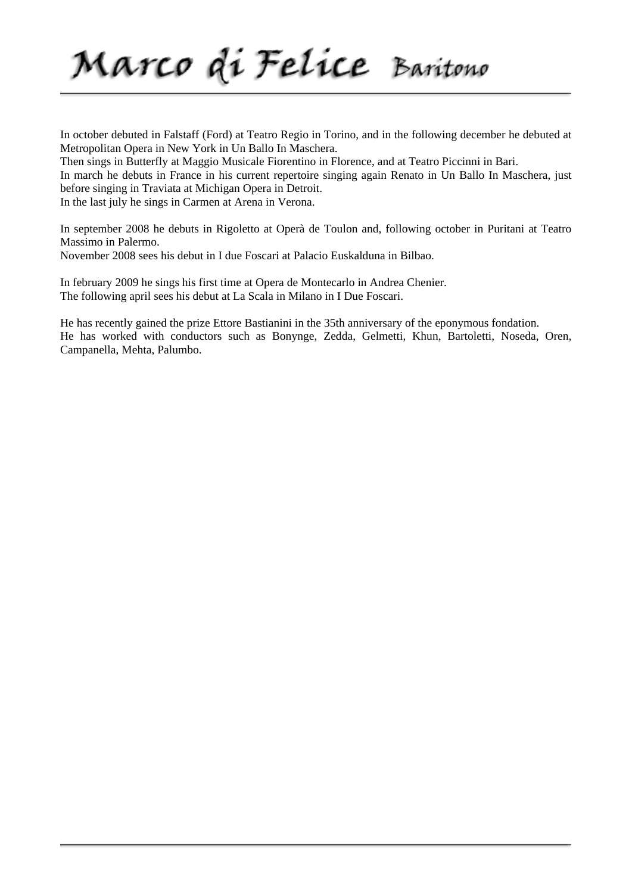In october debuted in Falstaff (Ford) at Teatro Regio in Torino, and in the following december he debuted at Metropolitan Opera in New York in Un Ballo In Maschera.
Then sings in Butterfly at Maggio Musicale Fiorentino in Florence, and at Teatro Piccinni in Bari.
In march he debuts in France in his current repertoire singing again Renato in Un Ballo In Maschera, just before singing in Traviata at Michigan Opera in Detroit.
In the last july he sings in Carmen at Arena in Verona.

In september 2008 he debuts in Rigoletto at Operà de Toulon and, following october in Puritani at Teatro Massimo in Palermo.
November 2008 sees his debut in I due Foscari at Palacio Euskalduna in Bilbao.

In february 2009 he sings his first time at Opera de Montecarlo in Andrea Chenier.
The following april sees his debut at La Scala in Milano in I Due Foscari.

He has recently gained the prize Ettore Bastianini in the 35th anniversary of the eponymous fondation.
He has worked with conductors such as Bonynge, Zedda, Gelmetti, Khun, Bartoletti, Noseda, Oren, Campanella, Mehta, Palumbo.